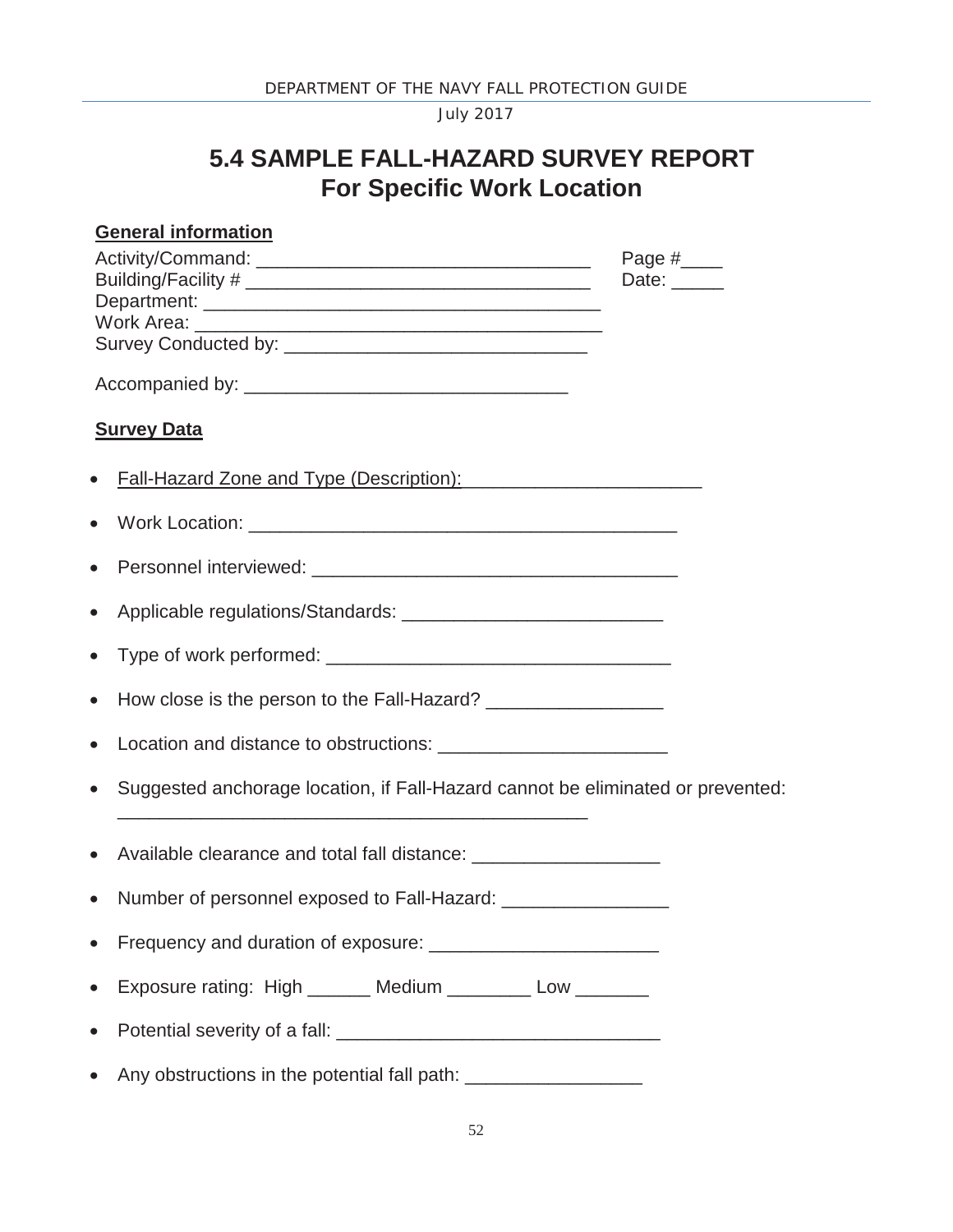# 5.4 SAMPLE FALL-HAZARD SURVEY REPORT For Specific Work Location

**General information**

Activity/Command: ________________________________ Page #____
Building/Facility # _________________________________ Date: _____
Department: _______________________________________
Work Area: _________________________________________
Survey Conducted by: ______________________________

Accompanied by: ______________________________

**Survey Data**

- Fall-Hazard Zone and Type (Description): _______________________
- Work Location: _________________________________________
- Personnel interviewed: ___________________________________
- Applicable regulations/Standards: _________________________
- Type of work performed: _________________________________
- How close is the person to the Fall-Hazard? ________________
- Location and distance to obstructions: _____________________
- Suggested anchorage location, if Fall-Hazard cannot be eliminated or prevented: _____________________________________________
- Available clearance and total fall distance: __________________
- Number of personnel exposed to Fall-Hazard: ________________
- Frequency and duration of exposure: ______________________
- Exposure rating: High ______ Medium ________ Low _______
- Potential severity of a fall: _______________________________
- Any obstructions in the potential fall path: _________________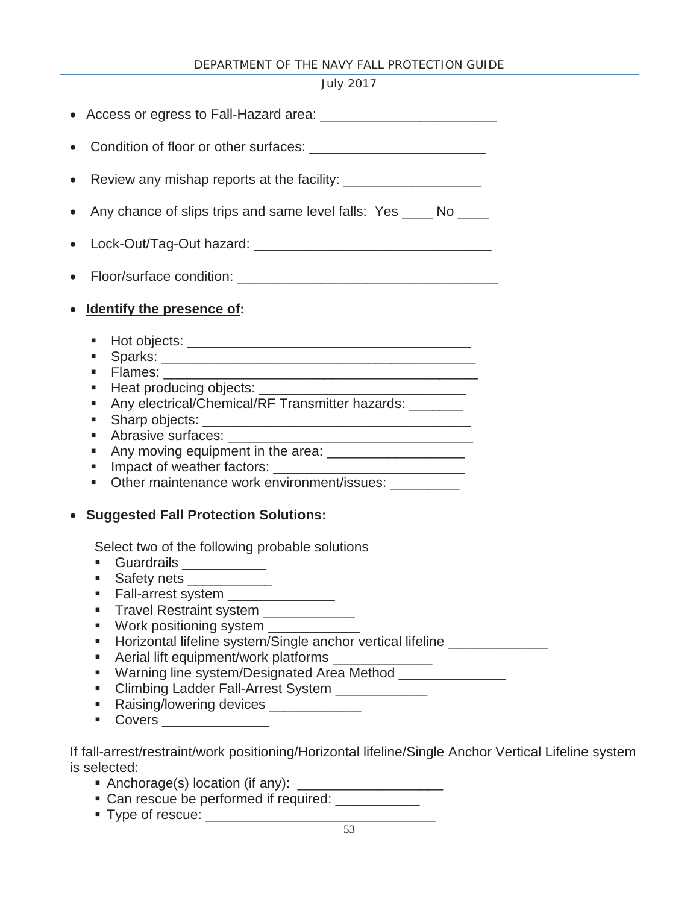- Access or egress to Fall-Hazard area: _______________________
- Condition of floor or other surfaces: _______________________
- Review any mishap reports at the facility: __________________
- Any chance of slips trips and same level falls: Yes ____ No ____
- Lock-Out/Tag-Out hazard: _______________________________
- Floor/surface condition: __________________________________
- **<u>Identify the presence of</u>:**
  - Hot objects: _____________________________________
  - Sparks: _________________________________________
  - Flames: _________________________________________
  - Heat producing objects: ___________________________
  - Any electrical/Chemical/RF Transmitter hazards: _______
  - Sharp objects: ____________________________________
  - Abrasive surfaces: _________________________________
  - Any moving equipment in the area: __________________
  - Impact of weather factors: _________________________
  - Other maintenance work environment/issues: _________
- **Suggested Fall Protection Solutions:**

  Select two of the following probable solutions
  - Guardrails ___________
  - Safety nets ___________
  - Fall-arrest system ______________
  - Travel Restraint system ____________
  - Work positioning system ____________
  - Horizontal lifeline system/Single anchor vertical lifeline _____________
  - Aerial lift equipment/work platforms _____________
  - Warning line system/Designated Area Method ______________
  - Climbing Ladder Fall-Arrest System ____________
  - Raising/lowering devices ____________
  - Covers ______________

If fall-arrest/restraint/work positioning/Horizontal lifeline/Single Anchor Vertical Lifeline system is selected:

- Anchorage(s) location (if any): ___________________
- Can rescue be performed if required: ___________
- Type of rescue: ______________________________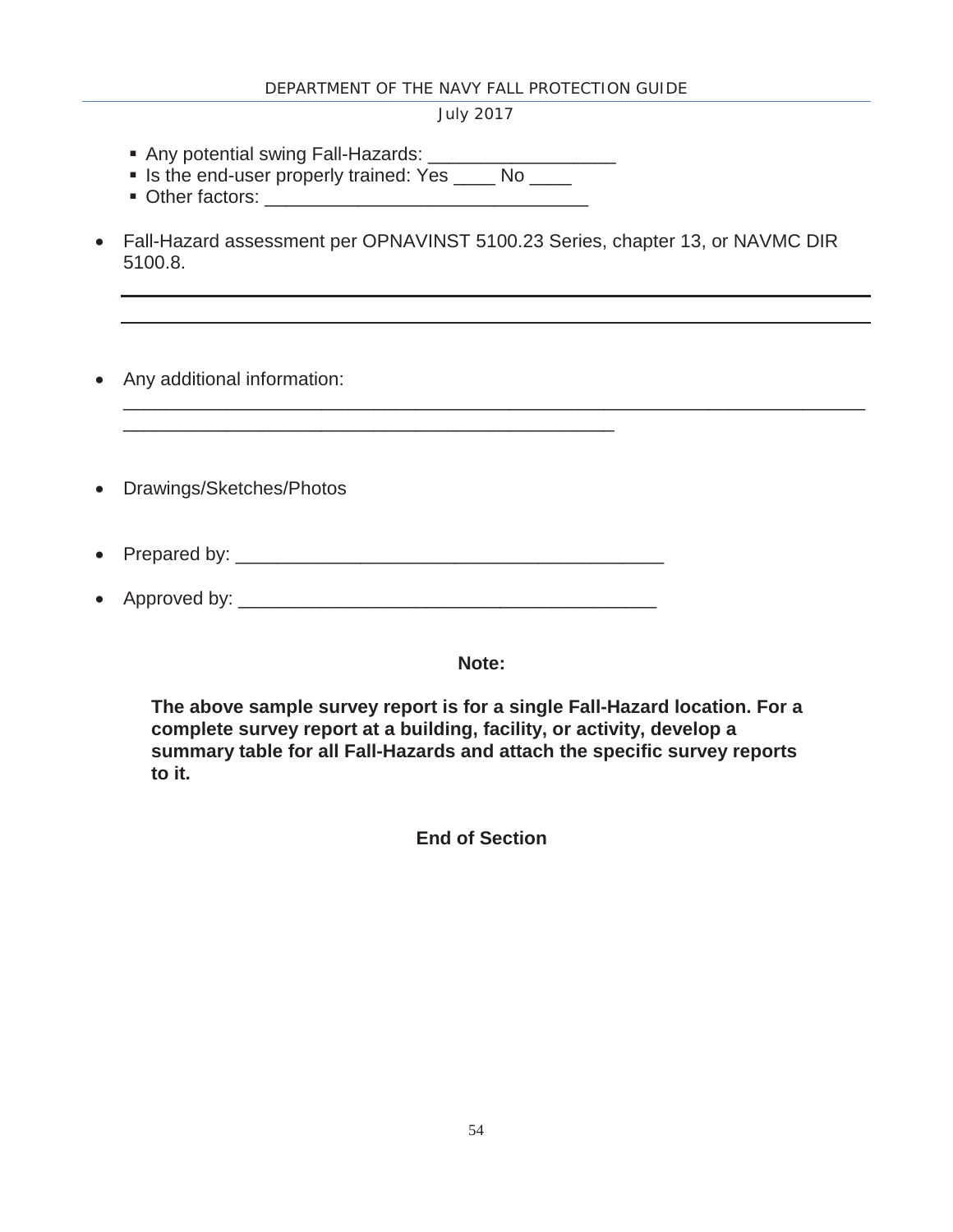- Any potential swing Fall-Hazards: __________________
- Is the end-user properly trained: Yes ____ No ____
- Other factors: _______________________________

- Fall-Hazard assessment per OPNAVINST 5100.23 Series, chapter 13, or NAVMC DIR 5100.8.

_____________________________________________________________________________

_____________________________________________________________________________

- Any additional information:
_____________________________________________________________________________
_________________________________________________

- Drawings/Sketches/Photos

- Prepared by: __________________________________________

- Approved by: _________________________________________

**Note:**

**The above sample survey report is for a single Fall-Hazard location. For a complete survey report at a building, facility, or activity, develop a summary table for all Fall-Hazards and attach the specific survey reports to it.**

**End of Section**